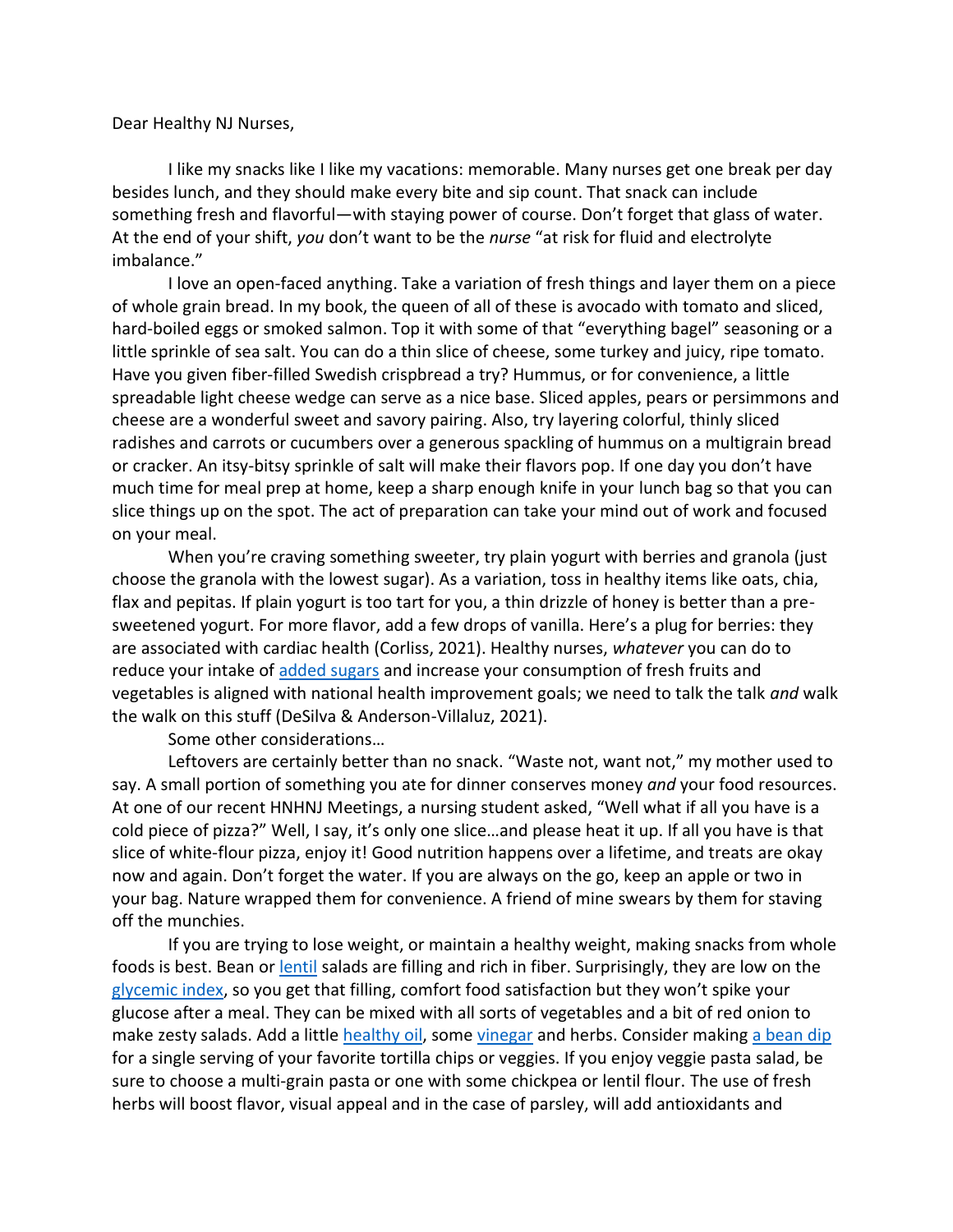Dear Healthy NJ Nurses,

I like my snacks like I like my vacations: memorable. Many nurses get one break per day besides lunch, and they should make every bite and sip count. That snack can include something fresh and flavorful—with staying power of course. Don't forget that glass of water. At the end of your shift, *you* don't want to be the *nurse* "at risk for fluid and electrolyte imbalance."

I love an open-faced anything. Take a variation of fresh things and layer them on a piece of whole grain bread. In my book, the queen of all of these is avocado with tomato and sliced, hard-boiled eggs or smoked salmon. Top it with some of that "everything bagel" seasoning or a little sprinkle of sea salt. You can do a thin slice of cheese, some turkey and juicy, ripe tomato. Have you given fiber-filled Swedish crispbread a try? Hummus, or for convenience, a little spreadable light cheese wedge can serve as a nice base. Sliced apples, pears or persimmons and cheese are a wonderful sweet and savory pairing. Also, try layering colorful, thinly sliced radishes and carrots or cucumbers over a generous spackling of hummus on a multigrain bread or cracker. An itsy-bitsy sprinkle of salt will make their flavors pop. If one day you don't have much time for meal prep at home, keep a sharp enough knife in your lunch bag so that you can slice things up on the spot. The act of preparation can take your mind out of work and focused on your meal.

When you're craving something sweeter, try plain yogurt with berries and granola (just choose the granola with the lowest sugar). As a variation, toss in healthy items like oats, chia, flax and pepitas. If plain yogurt is too tart for you, a thin drizzle of honey is better than a pre-sweetened yogurt. For more flavor, add a few drops of vanilla. Here's a plug for berries: they are associated with cardiac health (Corliss, 2021). Healthy nurses, *whatever* you can do to reduce your intake of added sugars and increase your consumption of fresh fruits and vegetables is aligned with national health improvement goals; we need to talk the talk *and* walk the walk on this stuff (DeSilva & Anderson-Villaluz, 2021).

Some other considerations…

Leftovers are certainly better than no snack. "Waste not, want not," my mother used to say. A small portion of something you ate for dinner conserves money *and* your food resources. At one of our recent HNHNJ Meetings, a nursing student asked, "Well what if all you have is a cold piece of pizza?" Well, I say, it's only one slice…and please heat it up. If all you have is that slice of white-flour pizza, enjoy it! Good nutrition happens over a lifetime, and treats are okay now and again. Don't forget the water. If you are always on the go, keep an apple or two in your bag. Nature wrapped them for convenience. A friend of mine swears by them for staving off the munchies.

If you are trying to lose weight, or maintain a healthy weight, making snacks from whole foods is best. Bean or lentil salads are filling and rich in fiber. Surprisingly, they are low on the glycemic index, so you get that filling, comfort food satisfaction but they won't spike your glucose after a meal. They can be mixed with all sorts of vegetables and a bit of red onion to make zesty salads. Add a little healthy oil, some vinegar and herbs. Consider making a bean dip for a single serving of your favorite tortilla chips or veggies. If you enjoy veggie pasta salad, be sure to choose a multi-grain pasta or one with some chickpea or lentil flour. The use of fresh herbs will boost flavor, visual appeal and in the case of parsley, will add antioxidants and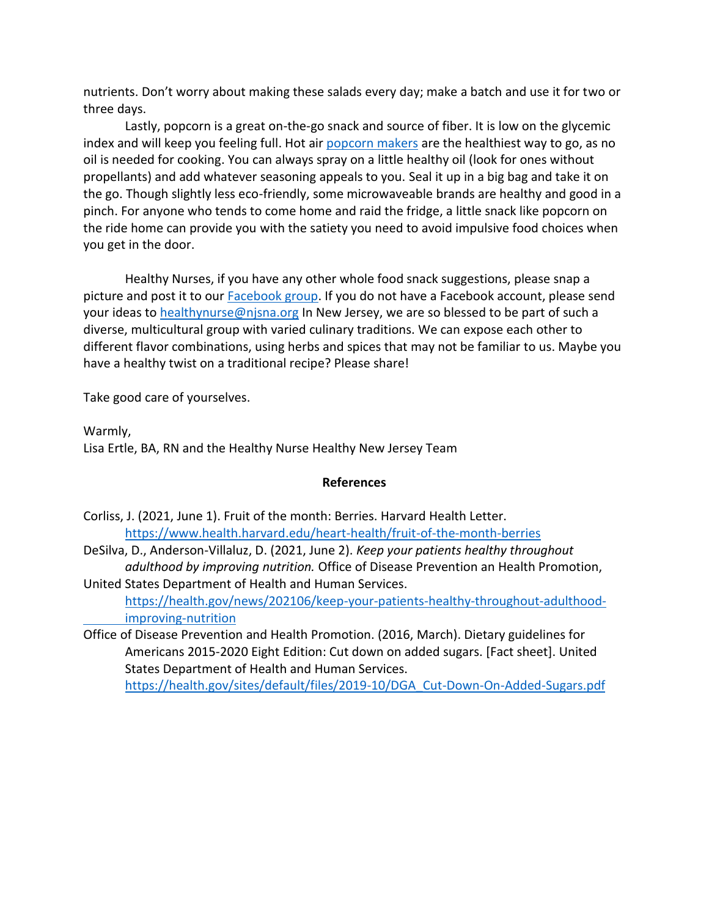nutrients. Don't worry about making these salads every day; make a batch and use it for two or three days.

Lastly, popcorn is a great on-the-go snack and source of fiber. It is low on the glycemic index and will keep you feeling full. Hot air popcorn makers are the healthiest way to go, as no oil is needed for cooking. You can always spray on a little healthy oil (look for ones without propellants) and add whatever seasoning appeals to you. Seal it up in a big bag and take it on the go. Though slightly less eco-friendly, some microwaveable brands are healthy and good in a pinch. For anyone who tends to come home and raid the fridge, a little snack like popcorn on the ride home can provide you with the satiety you need to avoid impulsive food choices when you get in the door.

Healthy Nurses, if you have any other whole food snack suggestions, please snap a picture and post it to our Facebook group. If you do not have a Facebook account, please send your ideas to healthynurse@njsna.org In New Jersey, we are so blessed to be part of such a diverse, multicultural group with varied culinary traditions. We can expose each other to different flavor combinations, using herbs and spices that may not be familiar to us. Maybe you have a healthy twist on a traditional recipe? Please share!

Take good care of yourselves.

Warmly,
Lisa Ertle, BA, RN and the Healthy Nurse Healthy New Jersey Team

**References**

Corliss, J. (2021, June 1). Fruit of the month: Berries. Harvard Health Letter. https://www.health.harvard.edu/heart-health/fruit-of-the-month-berries

DeSilva, D., Anderson-Villaluz, D. (2021, June 2). *Keep your patients healthy throughout adulthood by improving nutrition.* Office of Disease Prevention an Health Promotion, United States Department of Health and Human Services. https://health.gov/news/202106/keep-your-patients-healthy-throughout-adulthood-improving-nutrition

Office of Disease Prevention and Health Promotion. (2016, March). Dietary guidelines for Americans 2015-2020 Eight Edition: Cut down on added sugars. [Fact sheet]. United States Department of Health and Human Services. https://health.gov/sites/default/files/2019-10/DGA_Cut-Down-On-Added-Sugars.pdf